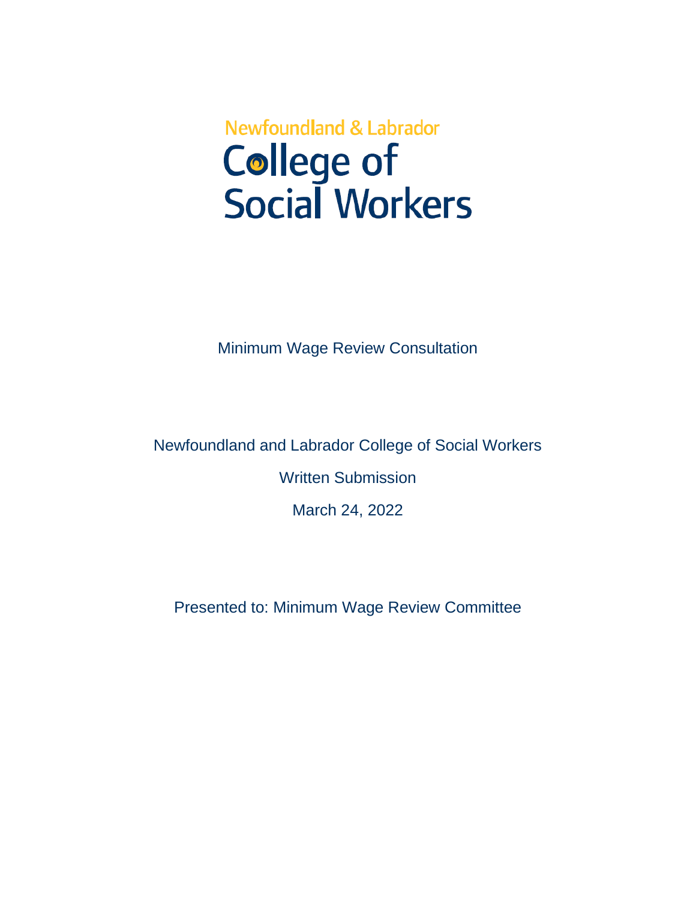Newfoundland & Labrador

# College of Social Workers

Minimum Wage Review Consultation

Newfoundland and Labrador College of Social Workers

Written Submission

March 24, 2022

Presented to: Minimum Wage Review Committee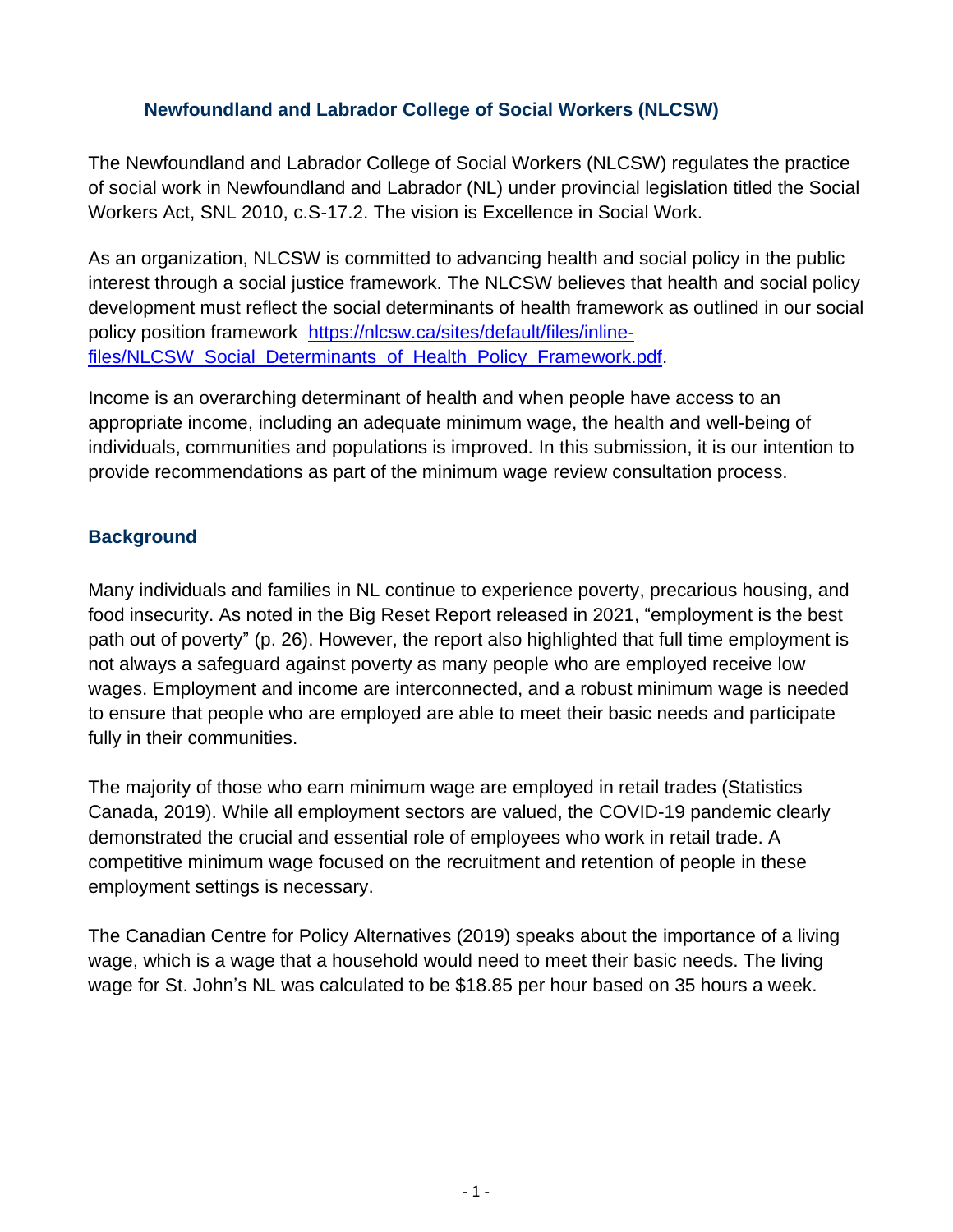## Newfoundland and Labrador College of Social Workers (NLCSW)

The Newfoundland and Labrador College of Social Workers (NLCSW) regulates the practice of social work in Newfoundland and Labrador (NL) under provincial legislation titled the Social Workers Act, SNL 2010, c.S-17.2. The vision is Excellence in Social Work.

As an organization, NLCSW is committed to advancing health and social policy in the public interest through a social justice framework. The NLCSW believes that health and social policy development must reflect the social determinants of health framework as outlined in our social policy position framework [https://nlcsw.ca/sites/default/files/inline-files/NLCSW_Social_Determinants_of_Health_Policy_Framework.pdf](https://nlcsw.ca/sites/default/files/inline-files/NLCSW_Social_Determinants_of_Health_Policy_Framework.pdf).

Income is an overarching determinant of health and when people have access to an appropriate income, including an adequate minimum wage, the health and well-being of individuals, communities and populations is improved. In this submission, it is our intention to provide recommendations as part of the minimum wage review consultation process.

### Background

Many individuals and families in NL continue to experience poverty, precarious housing, and food insecurity. As noted in the Big Reset Report released in 2021, "employment is the best path out of poverty" (p. 26). However, the report also highlighted that full time employment is not always a safeguard against poverty as many people who are employed receive low wages. Employment and income are interconnected, and a robust minimum wage is needed to ensure that people who are employed are able to meet their basic needs and participate fully in their communities.

The majority of those who earn minimum wage are employed in retail trades (Statistics Canada, 2019). While all employment sectors are valued, the COVID-19 pandemic clearly demonstrated the crucial and essential role of employees who work in retail trade. A competitive minimum wage focused on the recruitment and retention of people in these employment settings is necessary.

The Canadian Centre for Policy Alternatives (2019) speaks about the importance of a living wage, which is a wage that a household would need to meet their basic needs. The living wage for St. John's NL was calculated to be $18.85 per hour based on 35 hours a week.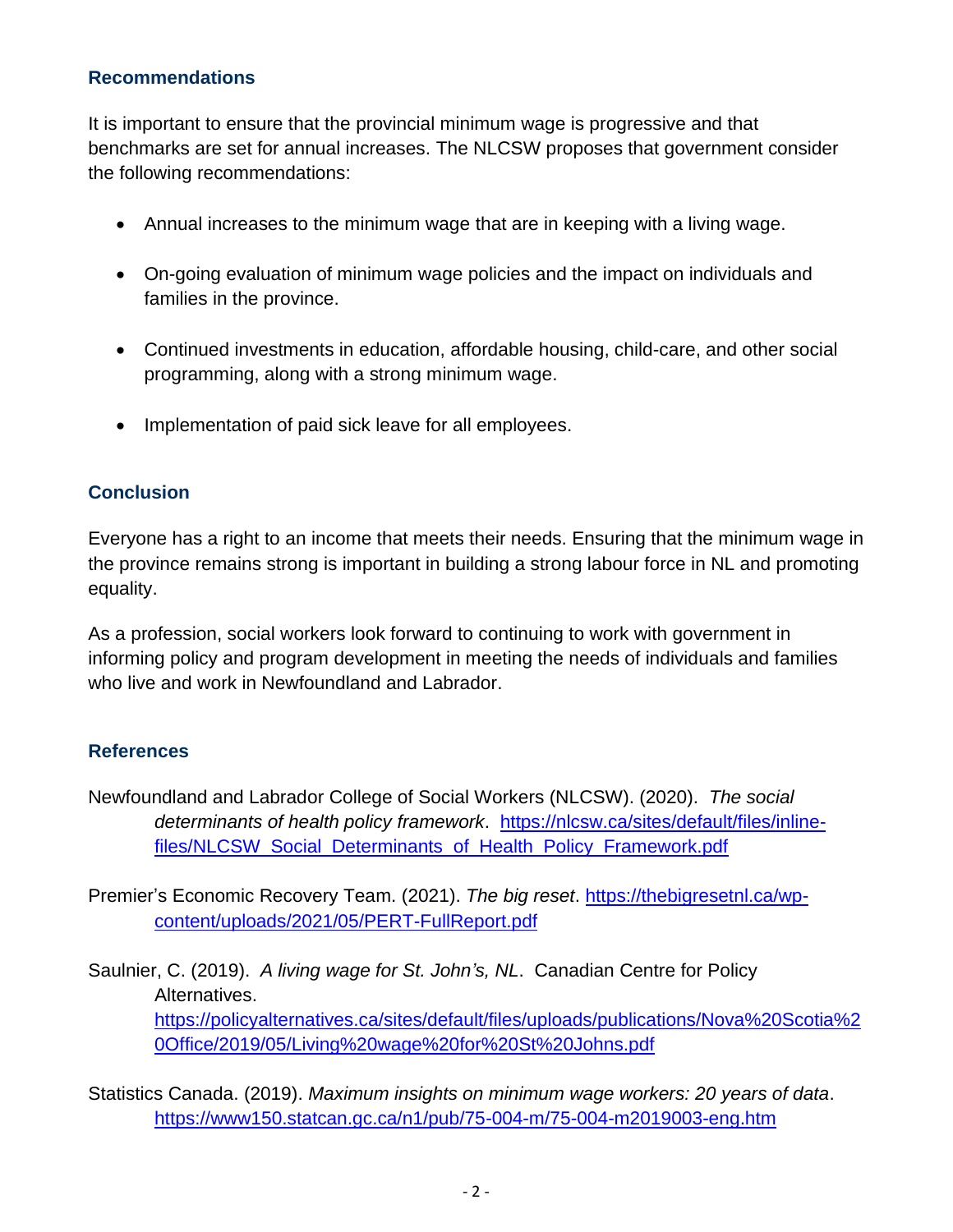## Recommendations

It is important to ensure that the provincial minimum wage is progressive and that benchmarks are set for annual increases. The NLCSW proposes that government consider the following recommendations:

- Annual increases to the minimum wage that are in keeping with a living wage.
- On-going evaluation of minimum wage policies and the impact on individuals and families in the province.
- Continued investments in education, affordable housing, child-care, and other social programming, along with a strong minimum wage.
- Implementation of paid sick leave for all employees.

## Conclusion

Everyone has a right to an income that meets their needs. Ensuring that the minimum wage in the province remains strong is important in building a strong labour force in NL and promoting equality.

As a profession, social workers look forward to continuing to work with government in informing policy and program development in meeting the needs of individuals and families who live and work in Newfoundland and Labrador.

## References

Newfoundland and Labrador College of Social Workers (NLCSW). (2020). *The social determinants of health policy framework*. https://nlcsw.ca/sites/default/files/inline-files/NLCSW_Social_Determinants_of_Health_Policy_Framework.pdf

Premier's Economic Recovery Team. (2021). *The big reset*. https://thebigresetnl.ca/wp-content/uploads/2021/05/PERT-FullReport.pdf

Saulnier, C. (2019). *A living wage for St. John's, NL*. Canadian Centre for Policy Alternatives. https://policyalternatives.ca/sites/default/files/uploads/publications/Nova%20Scotia%20Office/2019/05/Living%20wage%20for%20St%20Johns.pdf

Statistics Canada. (2019). *Maximum insights on minimum wage workers: 20 years of data*. https://www150.statcan.gc.ca/n1/pub/75-004-m/75-004-m2019003-eng.htm